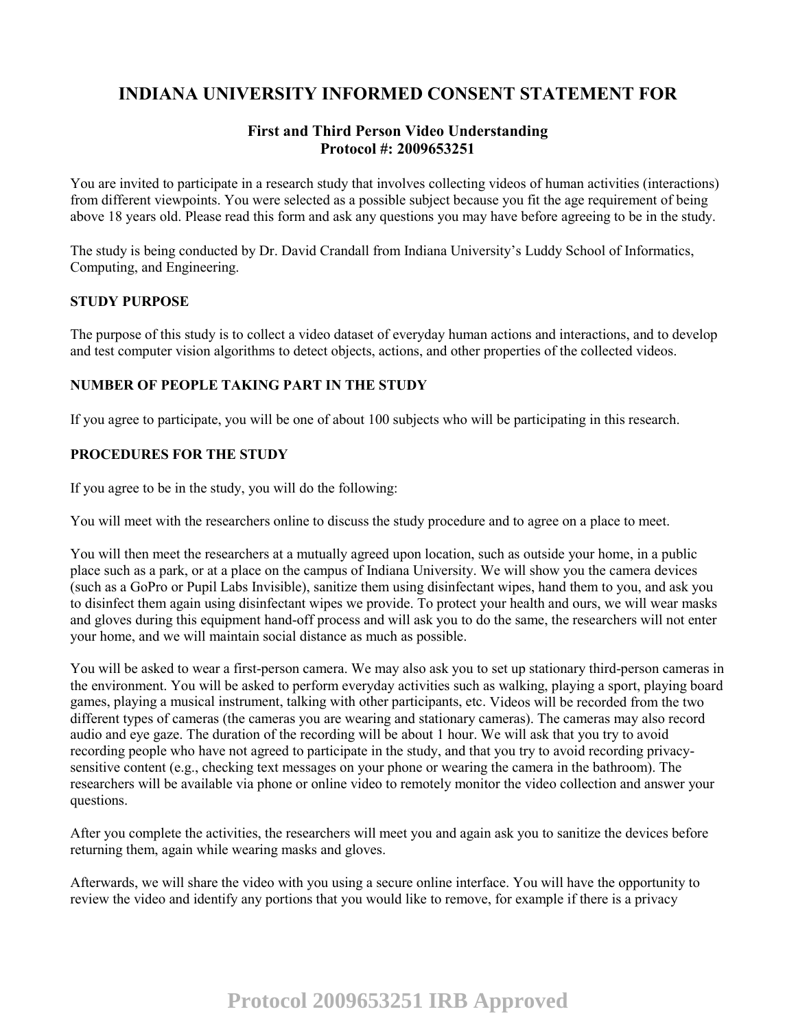# INDIANA UNIVERSITY INFORMED CONSENT STATEMENT FOR

## First and Third Person Video Understanding
## Protocol #: 2009653251

You are invited to participate in a research study that involves collecting videos of human activities (interactions) from different viewpoints. You were selected as a possible subject because you fit the age requirement of being above 18 years old. Please read this form and ask any questions you may have before agreeing to be in the study.

The study is being conducted by Dr. David Crandall from Indiana University's Luddy School of Informatics, Computing, and Engineering.

### STUDY PURPOSE

The purpose of this study is to collect a video dataset of everyday human actions and interactions, and to develop and test computer vision algorithms to detect objects, actions, and other properties of the collected videos.

### NUMBER OF PEOPLE TAKING PART IN THE STUDY

If you agree to participate, you will be one of about 100 subjects who will be participating in this research.

### PROCEDURES FOR THE STUDY

If you agree to be in the study, you will do the following:

You will meet with the researchers online to discuss the study procedure and to agree on a place to meet.

You will then meet the researchers at a mutually agreed upon location, such as outside your home, in a public place such as a park, or at a place on the campus of Indiana University. We will show you the camera devices (such as a GoPro or Pupil Labs Invisible), sanitize them using disinfectant wipes, hand them to you, and ask you to disinfect them again using disinfectant wipes we provide. To protect your health and ours, we will wear masks and gloves during this equipment hand-off process and will ask you to do the same, the researchers will not enter your home, and we will maintain social distance as much as possible.

You will be asked to wear a first-person camera. We may also ask you to set up stationary third-person cameras in the environment. You will be asked to perform everyday activities such as walking, playing a sport, playing board games, playing a musical instrument, talking with other participants, etc. Videos will be recorded from the two different types of cameras (the cameras you are wearing and stationary cameras). The cameras may also record audio and eye gaze. The duration of the recording will be about 1 hour. We will ask that you try to avoid recording people who have not agreed to participate in the study, and that you try to avoid recording privacy-sensitive content (e.g., checking text messages on your phone or wearing the camera in the bathroom). The researchers will be available via phone or online video to remotely monitor the video collection and answer your questions.

After you complete the activities, the researchers will meet you and again ask you to sanitize the devices before returning them, again while wearing masks and gloves.

Afterwards, we will share the video with you using a secure online interface. You will have the opportunity to review the video and identify any portions that you would like to remove, for example if there is a privacy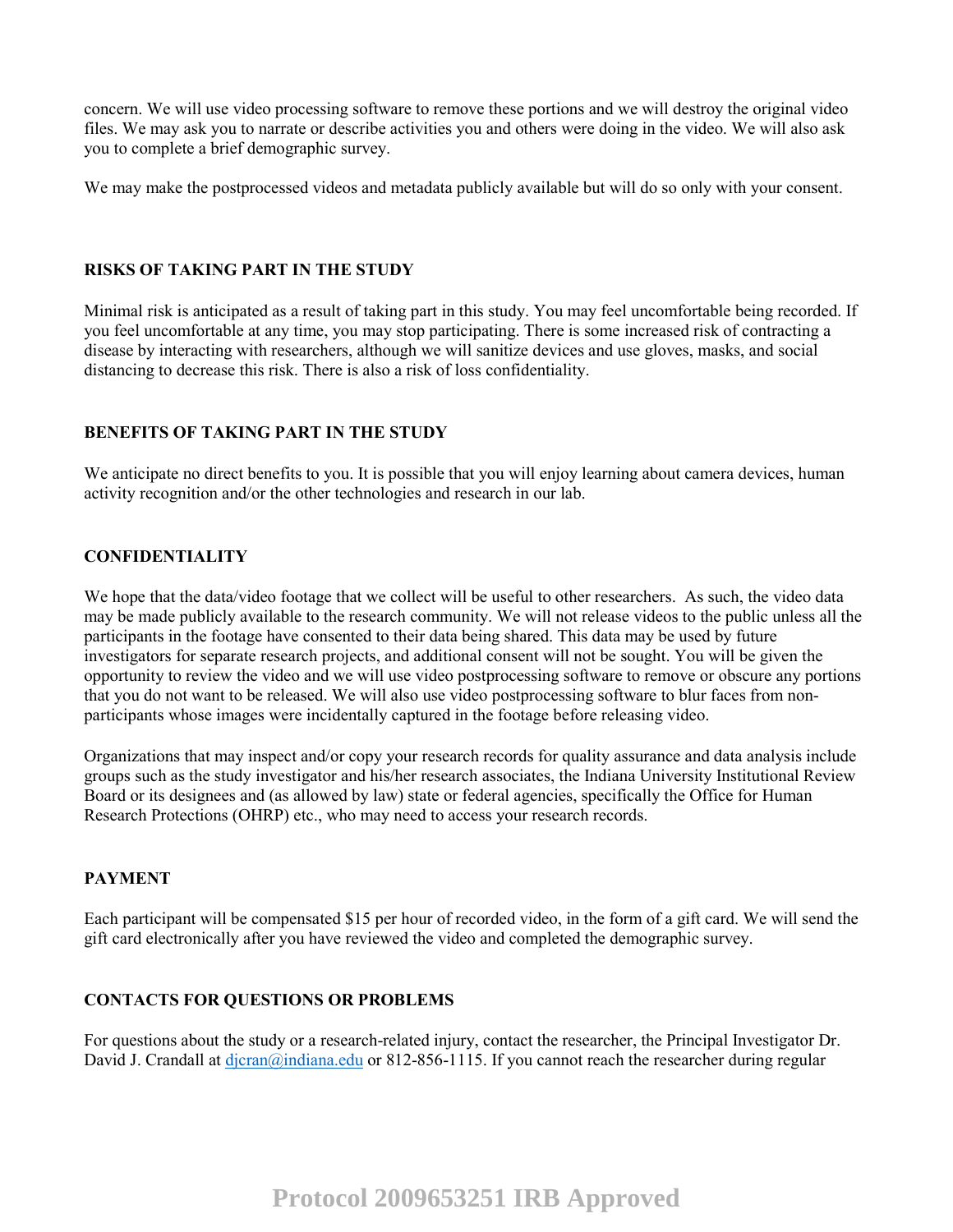concern. We will use video processing software to remove these portions and we will destroy the original video files. We may ask you to narrate or describe activities you and others were doing in the video. We will also ask you to complete a brief demographic survey.

We may make the postprocessed videos and metadata publicly available but will do so only with your consent.

## RISKS OF TAKING PART IN THE STUDY

Minimal risk is anticipated as a result of taking part in this study. You may feel uncomfortable being recorded. If you feel uncomfortable at any time, you may stop participating. There is some increased risk of contracting a disease by interacting with researchers, although we will sanitize devices and use gloves, masks, and social distancing to decrease this risk. There is also a risk of loss confidentiality.

## BENEFITS OF TAKING PART IN THE STUDY

We anticipate no direct benefits to you. It is possible that you will enjoy learning about camera devices, human activity recognition and/or the other technologies and research in our lab.

## CONFIDENTIALITY

We hope that the data/video footage that we collect will be useful to other researchers. As such, the video data may be made publicly available to the research community. We will not release videos to the public unless all the participants in the footage have consented to their data being shared. This data may be used by future investigators for separate research projects, and additional consent will not be sought. You will be given the opportunity to review the video and we will use video postprocessing software to remove or obscure any portions that you do not want to be released. We will also use video postprocessing software to blur faces from non-participants whose images were incidentally captured in the footage before releasing video.

Organizations that may inspect and/or copy your research records for quality assurance and data analysis include groups such as the study investigator and his/her research associates, the Indiana University Institutional Review Board or its designees and (as allowed by law) state or federal agencies, specifically the Office for Human Research Protections (OHRP) etc., who may need to access your research records.

## PAYMENT

Each participant will be compensated $15 per hour of recorded video, in the form of a gift card. We will send the gift card electronically after you have reviewed the video and completed the demographic survey.

## CONTACTS FOR QUESTIONS OR PROBLEMS

For questions about the study or a research-related injury, contact the researcher, the Principal Investigator Dr. David J. Crandall at djcran@indiana.edu or 812-856-1115. If you cannot reach the researcher during regular

**Protocol 2009653251 IRB Approved**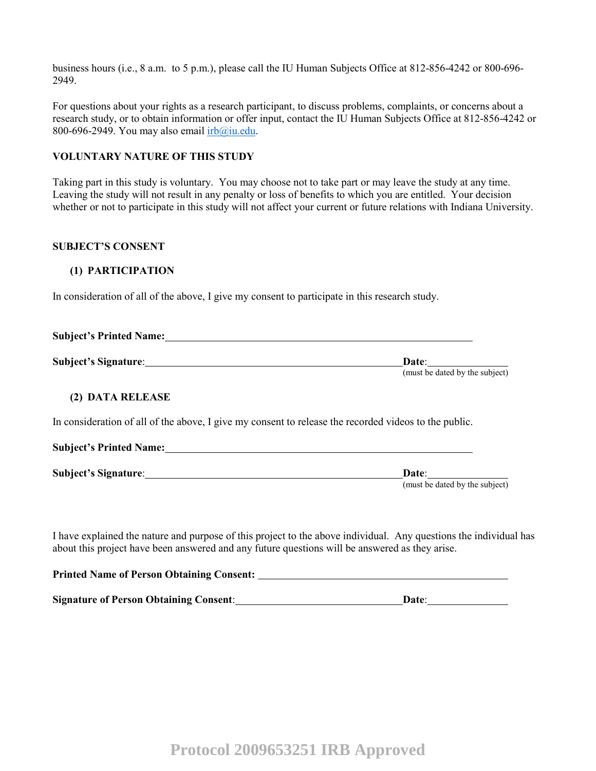business hours (i.e., 8 a.m. to 5 p.m.), please call the IU Human Subjects Office at 812-856-4242 or 800-696-2949.

For questions about your rights as a research participant, to discuss problems, complaints, or concerns about a research study, or to obtain information or offer input, contact the IU Human Subjects Office at 812-856-4242 or 800-696-2949. You may also email irb@iu.edu.

**VOLUNTARY NATURE OF THIS STUDY**

Taking part in this study is voluntary. You may choose not to take part or may leave the study at any time. Leaving the study will not result in any penalty or loss of benefits to which you are entitled. Your decision whether or not to participate in this study will not affect your current or future relations with Indiana University.

**SUBJECT'S CONSENT**

**(1) PARTICIPATION**

In consideration of all of the above, I give my consent to participate in this research study.

**Subject's Printed Name:** ______________________________

**Subject's Signature**: ______________________________ **Date**: ____________
(must be dated by the subject)

**(2) DATA RELEASE**

In consideration of all of the above, I give my consent to release the recorded videos to the public.

**Subject's Printed Name:** ______________________________

**Subject's Signature**: ______________________________ **Date**: ____________
(must be dated by the subject)

I have explained the nature and purpose of this project to the above individual. Any questions the individual has about this project have been answered and any future questions will be answered as they arise.

**Printed Name of Person Obtaining Consent:** ______________________________

**Signature of Person Obtaining Consent**: ______________________________ **Date**: ____________

**Protocol 2009653251 IRB Approved**